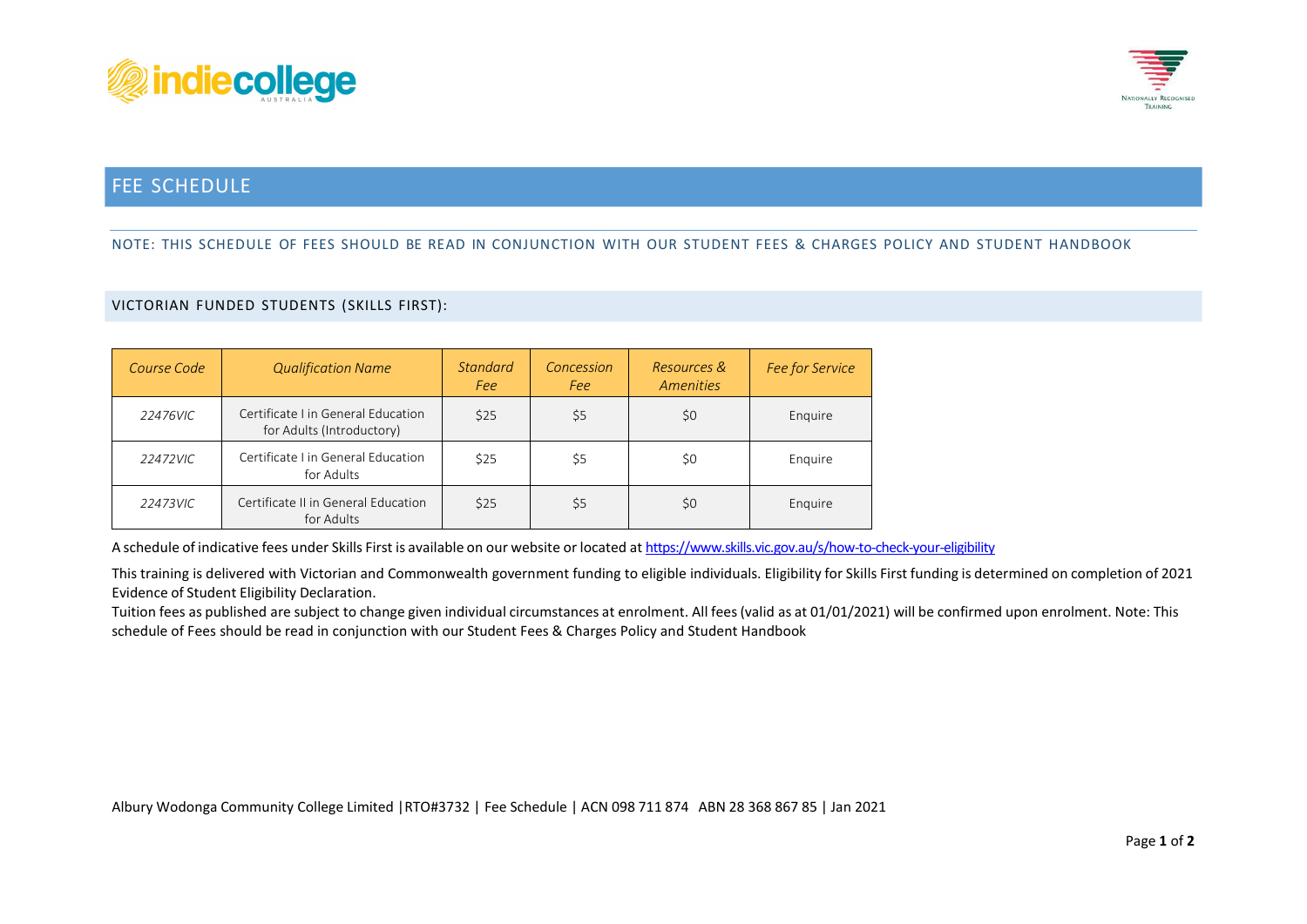# FEE SCHEDULE

NOTE: THIS SCHEDULE OF FEES SHOULD BE READ IN CONJUNCTION WITH OUR STUDENT FEES & CHARGES POLICY AND STUDENT HANDBOOK

## VICTORIAN FUNDED STUDENTS (SKILLS FIRST):

| *Course Code* | *Qualification Name* | *Standard Fee* | *Concession Fee* | *Resources & Amenities* | *Fee for Service* |
|---|---|---|---|---|---|
| *22476VIC* | Certificate I in General Education for Adults (Introductory) | $25 | $5 | $0 | Enquire |
| *22472VIC* | Certificate I in General Education for Adults | $25 | $5 | $0 | Enquire |
| *22473VIC* | Certificate II in General Education for Adults | $25 | $5 | $0 | Enquire |

A schedule of indicative fees under Skills First is available on our website or located at https://www.skills.vic.gov.au/s/how-to-check-your-eligibility

This training is delivered with Victorian and Commonwealth government funding to eligible individuals. Eligibility for Skills First funding is determined on completion of 2021 Evidence of Student Eligibility Declaration.

Tuition fees as published are subject to change given individual circumstances at enrolment. All fees (valid as at 01/01/2021) will be confirmed upon enrolment. Note: This schedule of Fees should be read in conjunction with our Student Fees & Charges Policy and Student Handbook

Albury Wodonga Community College Limited |RTO#3732 | Fee Schedule | ACN 098 711 874 ABN 28 368 867 85 | Jan 2021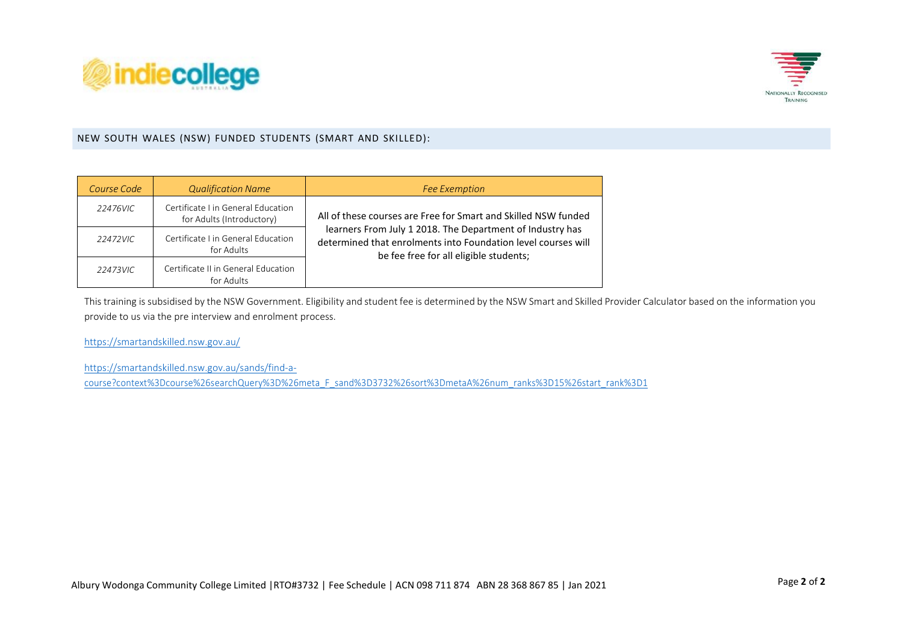## NEW SOUTH WALES (NSW) FUNDED STUDENTS (SMART AND SKILLED):

| *Course Code* | *Qualification Name* | *Fee Exemption* |
| --- | --- | --- |
| *22476VIC* | Certificate I in General Education for Adults (Introductory) | All of these courses are Free for Smart and Skilled NSW funded learners From July 1 2018. The Department of Industry has determined that enrolments into Foundation level courses will be fee free for all eligible students; |
| *22472VIC* | Certificate I in General Education for Adults | |
| *22473VIC* | Certificate II in General Education for Adults | |

This training is subsidised by the NSW Government. Eligibility and student fee is determined by the NSW Smart and Skilled Provider Calculator based on the information you provide to us via the pre interview and enrolment process.

https://smartandskilled.nsw.gov.au/

https://smartandskilled.nsw.gov.au/sands/find-a-course?context%3Dcourse%26searchQuery%3D%26meta_F_sand%3D3732%26sort%3DmetaA%26num_ranks%3D15%26start_rank%3D1

Albury Wodonga Community College Limited |RTO#3732 | Fee Schedule | ACN 098 711 874 ABN 28 368 867 85 | Jan 2021